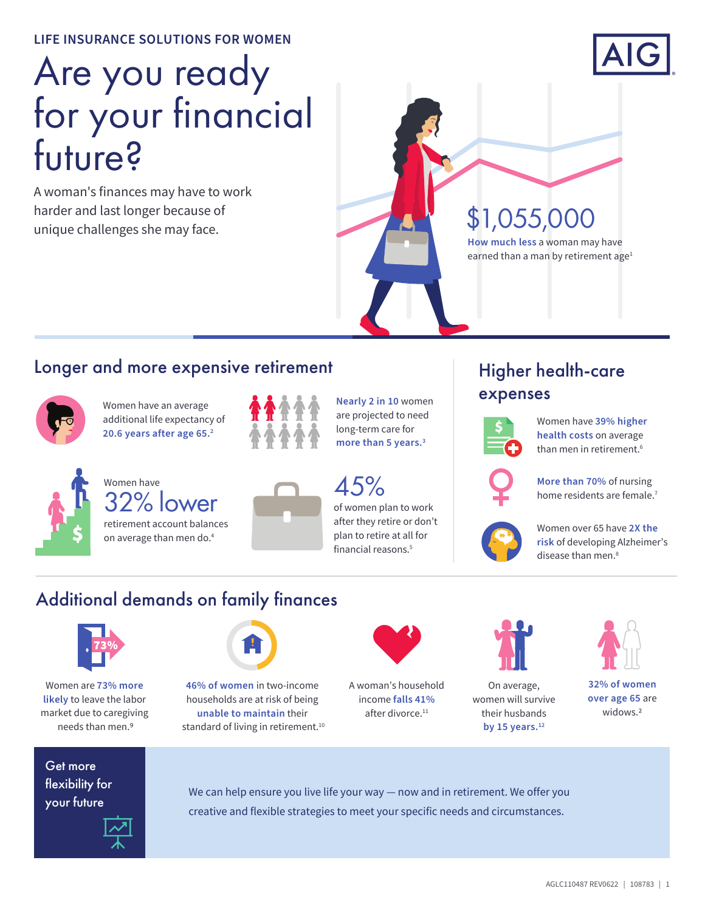LIFE INSURANCE SOLUTIONS FOR WOMEN

# Are you ready for your financial future?

A woman's finances may have to work harder and last longer because of unique challenges she may face.

**$1,055,000**

**How much less** a woman may have earned than a man by retirement age[1]

## Longer and more expensive retirement

Women have an average additional life expectancy of **20.6 years after age 65.**[2]

**Nearly 2 in 10** women are projected to need long-term care for **more than 5 years.**[3]

Women have **32% lower** retirement account balances on average than men do.[4]

**45%** of women plan to work after they retire or don't plan to retire at all for financial reasons.[5]

## Higher health-care expenses

Women have **39% higher health costs** on average than men in retirement.[6]

**More than 70%** of nursing home residents are female.[7]

Women over 65 have **2X the risk** of developing Alzheimer's disease than men.[8]

## Additional demands on family finances

Women are **73% more likely** to leave the labor market due to caregiving needs than men.[9]

**46% of women** in two-income households are at risk of being **unable to maintain** their standard of living in retirement.[10]

A woman's household income **falls 41%** after divorce.[11]

On average, women will survive their husbands **by 15 years.**[12]

**32% of women over age 65** are widows.[2]

**Get more flexibility for your future**

We can help ensure you live life your way — now and in retirement. We offer you creative and flexible strategies to meet your specific needs and circumstances.

AGLC110487 REV0622 | 108783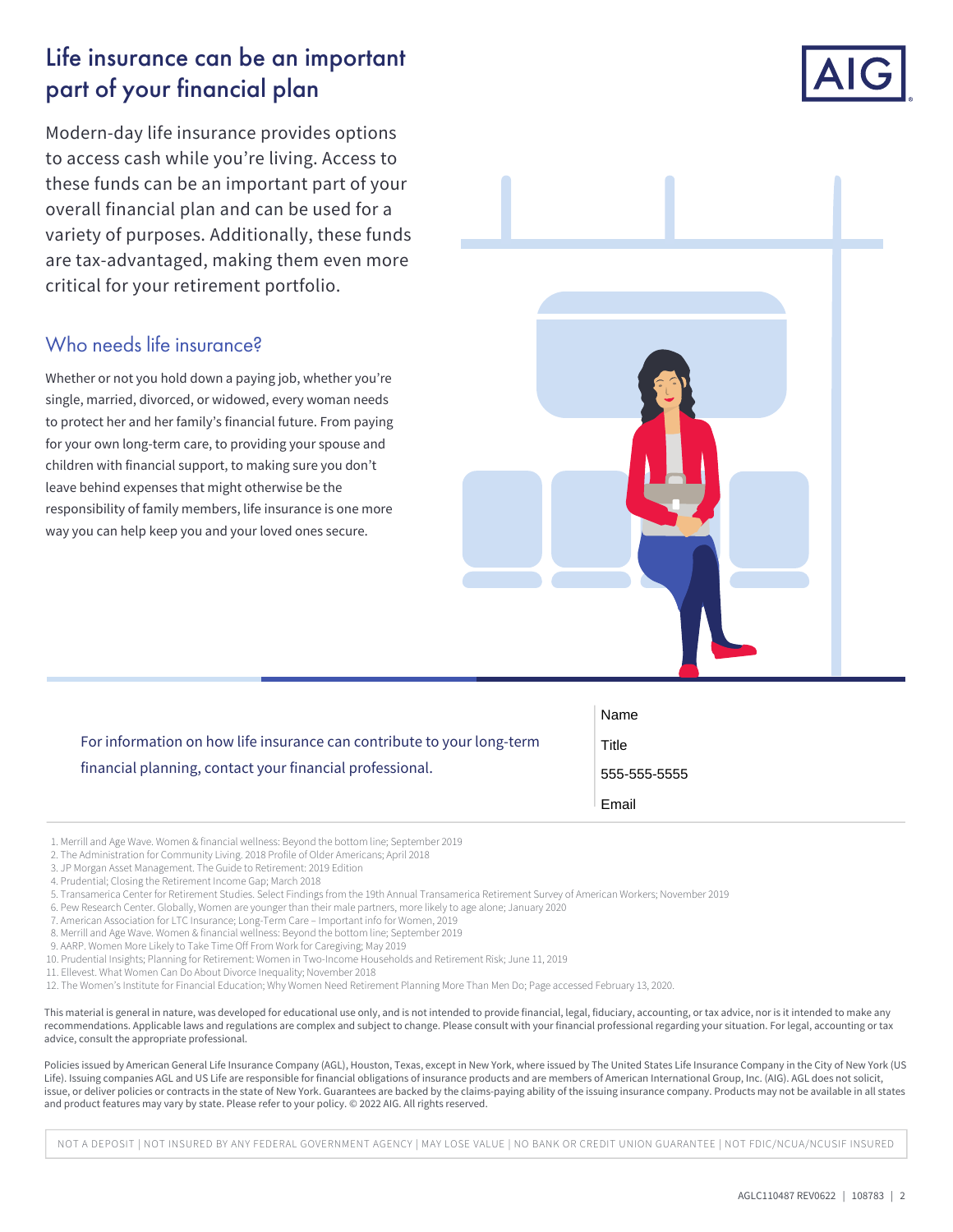# Life insurance can be an important part of your financial plan

AIG

Modern-day life insurance provides options to access cash while you're living. Access to these funds can be an important part of your overall financial plan and can be used for a variety of purposes. Additionally, these funds are tax-advantaged, making them even more critical for your retirement portfolio.

## Who needs life insurance?

Whether or not you hold down a paying job, whether you're single, married, divorced, or widowed, every woman needs to protect her and her family's financial future. From paying for your own long-term care, to providing your spouse and children with financial support, to making sure you don't leave behind expenses that might otherwise be the responsibility of family members, life insurance is one more way you can help keep you and your loved ones secure.

For information on how life insurance can contribute to your long-term financial planning, contact your financial professional.

Name

Title

555-555-5555

Email

1. Merrill and Age Wave. Women & financial wellness: Beyond the bottom line; September 2019
2. The Administration for Community Living. 2018 Profile of Older Americans; April 2018
3. JP Morgan Asset Management. The Guide to Retirement: 2019 Edition
4. Prudential; Closing the Retirement Income Gap; March 2018
5. Transamerica Center for Retirement Studies. Select Findings from the 19th Annual Transamerica Retirement Survey of American Workers; November 2019
6. Pew Research Center. Globally, Women are younger than their male partners, more likely to age alone; January 2020
7. American Association for LTC Insurance; Long-Term Care – Important info for Women, 2019
8. Merrill and Age Wave. Women & financial wellness: Beyond the bottom line; September 2019
9. AARP. Women More Likely to Take Time Off From Work for Caregiving; May 2019
10. Prudential Insights; Planning for Retirement: Women in Two-Income Households and Retirement Risk; June 11, 2019
11. Ellevest. What Women Can Do About Divorce Inequality; November 2018
12. The Women's Institute for Financial Education; Why Women Need Retirement Planning More Than Men Do; Page accessed February 13, 2020.

This material is general in nature, was developed for educational use only, and is not intended to provide financial, legal, fiduciary, accounting, or tax advice, nor is it intended to make any recommendations. Applicable laws and regulations are complex and subject to change. Please consult with your financial professional regarding your situation. For legal, accounting or tax advice, consult the appropriate professional.

Policies issued by American General Life Insurance Company (AGL), Houston, Texas, except in New York, where issued by The United States Life Insurance Company in the City of New York (US Life). Issuing companies AGL and US Life are responsible for financial obligations of insurance products and are members of American International Group, Inc. (AIG). AGL does not solicit, issue, or deliver policies or contracts in the state of New York. Guarantees are backed by the claims-paying ability of the issuing insurance company. Products may not be available in all states and product features may vary by state. Please refer to your policy. © 2022 AIG. All rights reserved.

NOT A DEPOSIT | NOT INSURED BY ANY FEDERAL GOVERNMENT AGENCY | MAY LOSE VALUE | NO BANK OR CREDIT UNION GUARANTEE | NOT FDIC/NCUA/NCUSIF INSURED

AGLC110487 REV0622 | 108783